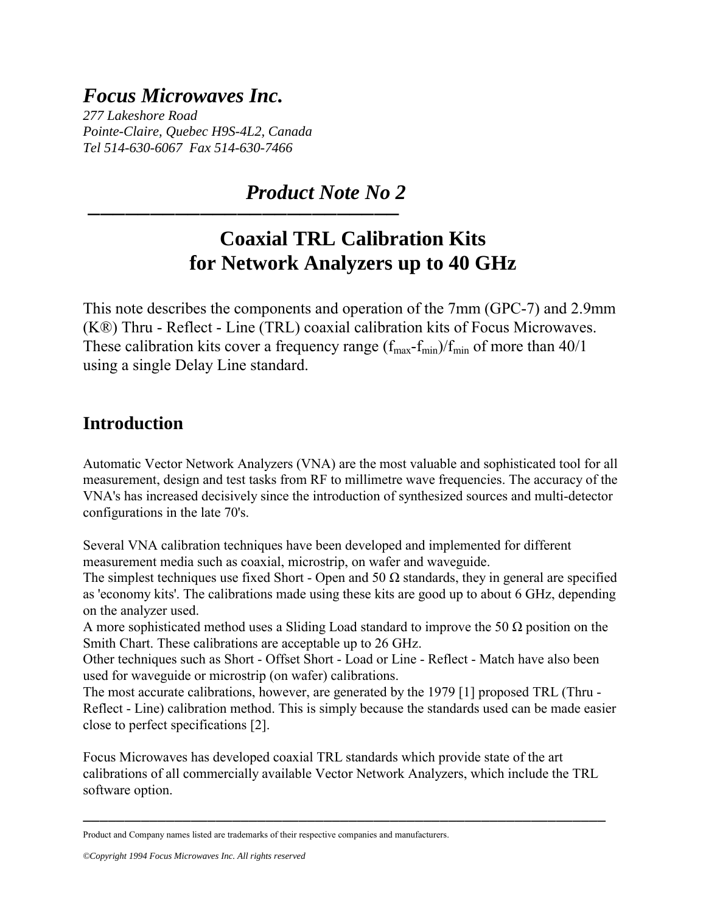# *Focus Microwaves Inc.*

*277 Lakeshore Road*
*Pointe-Claire, Quebec H9S-4L2, Canada*
*Tel 514-630-6067 Fax 514-630-7466*

## *Product Note No 2*

# Coaxial TRL Calibration Kits for Network Analyzers up to 40 GHz

This note describes the components and operation of the 7mm (GPC-7) and 2.9mm (K®) Thru - Reflect - Line (TRL) coaxial calibration kits of Focus Microwaves. These calibration kits cover a frequency range $(f_{max}-f_{min})/f_{min}$ of more than 40/1 using a single Delay Line standard.

## Introduction

Automatic Vector Network Analyzers (VNA) are the most valuable and sophisticated tool for all measurement, design and test tasks from RF to millimetre wave frequencies. The accuracy of the VNA's has increased decisively since the introduction of synthesized sources and multi-detector configurations in the late 70's.

Several VNA calibration techniques have been developed and implemented for different measurement media such as coaxial, microstrip, on wafer and waveguide.
The simplest techniques use fixed Short - Open and 50 Ω standards, they in general are specified as 'economy kits'. The calibrations made using these kits are good up to about 6 GHz, depending on the analyzer used.
A more sophisticated method uses a Sliding Load standard to improve the 50 Ω position on the Smith Chart. These calibrations are acceptable up to 26 GHz.
Other techniques such as Short - Offset Short - Load or Line - Reflect - Match have also been used for waveguide or microstrip (on wafer) calibrations.
The most accurate calibrations, however, are generated by the 1979 [1] proposed TRL (Thru - Reflect - Line) calibration method. This is simply because the standards used can be made easier close to perfect specifications [2].

Focus Microwaves has developed coaxial TRL standards which provide state of the art calibrations of all commercially available Vector Network Analyzers, which include the TRL software option.

Product and Company names listed are trademarks of their respective companies and manufacturers.

*©Copyright 1994 Focus Microwaves Inc. All rights reserved*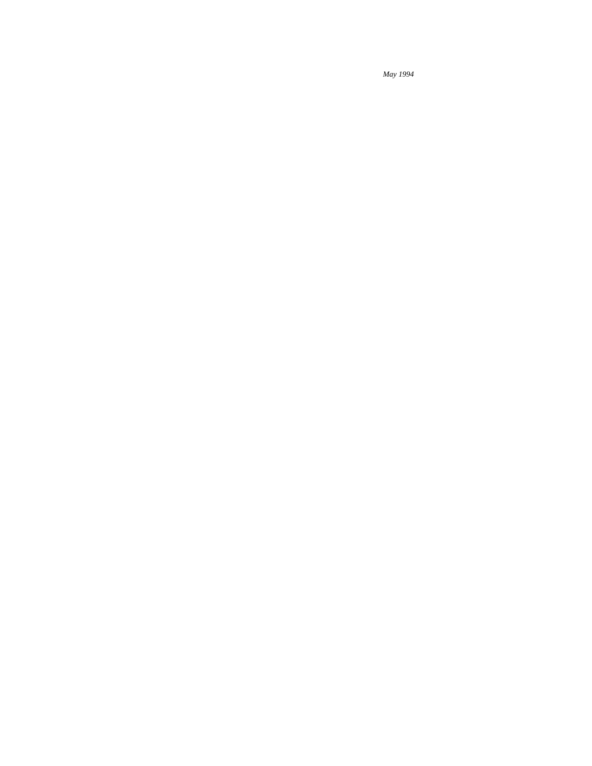*May 1994*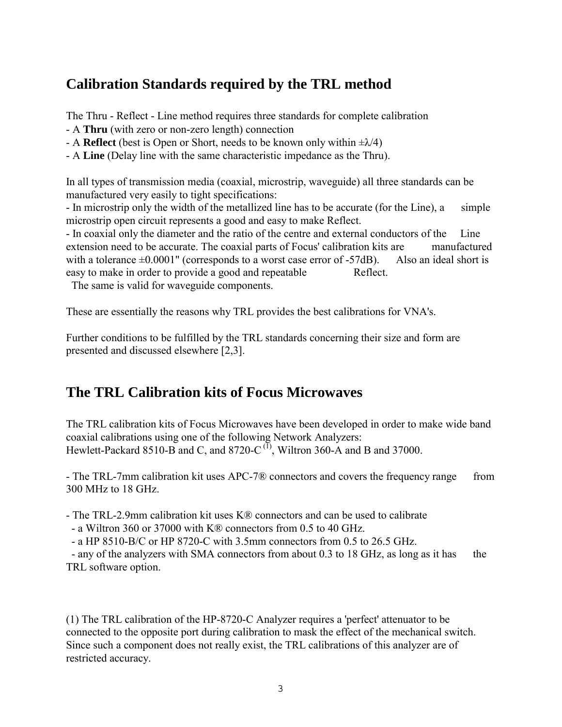## Calibration Standards required by the TRL method

The Thru - Reflect - Line method requires three standards for complete calibration

- A **Thru** (with zero or non-zero length) connection
- A **Reflect** (best is Open or Short, needs to be known only within $\pm\lambda/4$)
- A **Line** (Delay line with the same characteristic impedance as the Thru).

In all types of transmission media (coaxial, microstrip, waveguide) all three standards can be manufactured very easily to tight specifications:

- In microstrip only the width of the metallized line has to be accurate (for the Line), a simple microstrip open circuit represents a good and easy to make Reflect.
- In coaxial only the diameter and the ratio of the centre and external conductors of the Line extension need to be accurate. The coaxial parts of Focus' calibration kits are manufactured with a tolerance ±0.0001" (corresponds to a worst case error of -57dB). Also an ideal short is easy to make in order to provide a good and repeatable Reflect.
  The same is valid for waveguide components.

These are essentially the reasons why TRL provides the best calibrations for VNA's.

Further conditions to be fulfilled by the TRL standards concerning their size and form are presented and discussed elsewhere [2,3].

## The TRL Calibration kits of Focus Microwaves

The TRL calibration kits of Focus Microwaves have been developed in order to make wide band coaxial calibrations using one of the following Network Analyzers:
Hewlett-Packard 8510-B and C, and 8720-C (1), Wiltron 360-A and B and 37000.

- The TRL-7mm calibration kit uses APC-7® connectors and covers the frequency range from 300 MHz to 18 GHz.

- The TRL-2.9mm calibration kit uses K® connectors and can be used to calibrate
  - a Wiltron 360 or 37000 with K® connectors from 0.5 to 40 GHz.
  - a HP 8510-B/C or HP 8720-C with 3.5mm connectors from 0.5 to 26.5 GHz.
  - any of the analyzers with SMA connectors from about 0.3 to 18 GHz, as long as it has the TRL software option.

(1) The TRL calibration of the HP-8720-C Analyzer requires a 'perfect' attenuator to be connected to the opposite port during calibration to mask the effect of the mechanical switch. Since such a component does not really exist, the TRL calibrations of this analyzer are of restricted accuracy.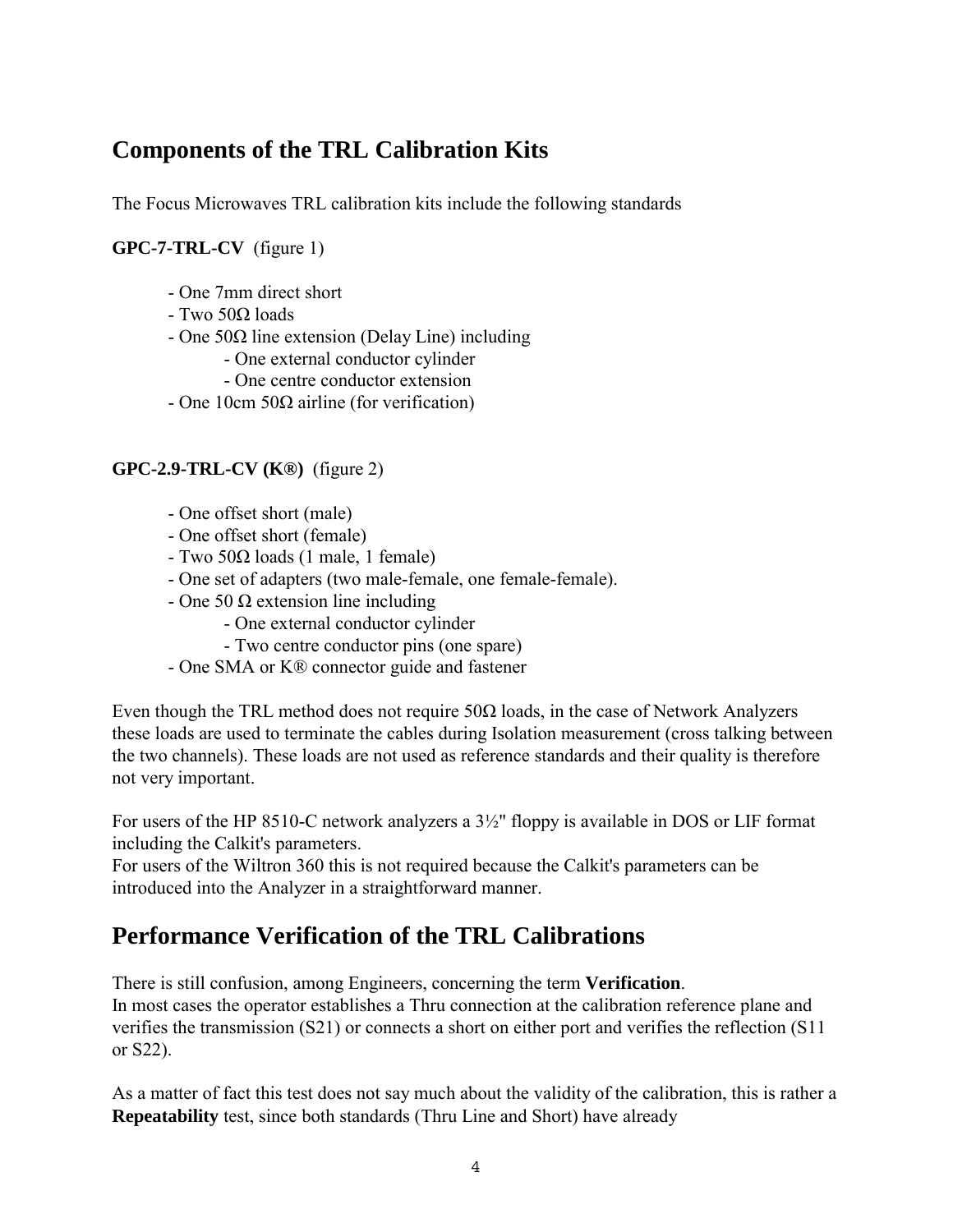## Components of the TRL Calibration Kits

The Focus Microwaves TRL calibration kits include the following standards

**GPC-7-TRL-CV** (figure 1)

- One 7mm direct short
- Two 50Ω loads
- One 50Ω line extension (Delay Line) including
    - One external conductor cylinder
    - One centre conductor extension
- One 10cm 50Ω airline (for verification)

**GPC-2.9-TRL-CV (K®)** (figure 2)

- One offset short (male)
- One offset short (female)
- Two 50Ω loads (1 male, 1 female)
- One set of adapters (two male-female, one female-female).
- One 50 Ω extension line including
    - One external conductor cylinder
    - Two centre conductor pins (one spare)
- One SMA or K® connector guide and fastener

Even though the TRL method does not require 50Ω loads, in the case of Network Analyzers these loads are used to terminate the cables during Isolation measurement (cross talking between the two channels). These loads are not used as reference standards and their quality is therefore not very important.

For users of the HP 8510-C network analyzers a 3½" floppy is available in DOS or LIF format including the Calkit's parameters.
For users of the Wiltron 360 this is not required because the Calkit's parameters can be introduced into the Analyzer in a straightforward manner.

## Performance Verification of the TRL Calibrations

There is still confusion, among Engineers, concerning the term **Verification**.
In most cases the operator establishes a Thru connection at the calibration reference plane and verifies the transmission (S21) or connects a short on either port and verifies the reflection (S11 or S22).

As a matter of fact this test does not say much about the validity of the calibration, this is rather a **Repeatability** test, since both standards (Thru Line and Short) have already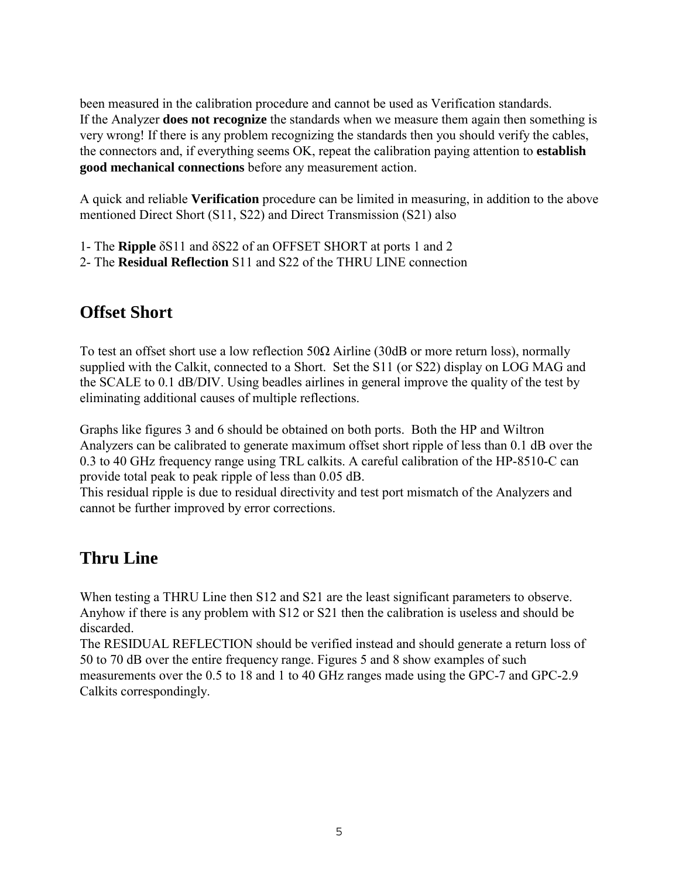been measured in the calibration procedure and cannot be used as Verification standards.
If the Analyzer **does not recognize** the standards when we measure them again then something is very wrong! If there is any problem recognizing the standards then you should verify the cables, the connectors and, if everything seems OK, repeat the calibration paying attention to **establish good mechanical connections** before any measurement action.

A quick and reliable **Verification** procedure can be limited in measuring, in addition to the above mentioned Direct Short (S11, S22) and Direct Transmission (S21) also

1- The **Ripple** δS11 and δS22 of an OFFSET SHORT at ports 1 and 2
2- The **Residual Reflection** S11 and S22 of the THRU LINE connection

## Offset Short

To test an offset short use a low reflection 50Ω Airline (30dB or more return loss), normally supplied with the Calkit, connected to a Short. Set the S11 (or S22) display on LOG MAG and the SCALE to 0.1 dB/DIV. Using beadles airlines in general improve the quality of the test by eliminating additional causes of multiple reflections.

Graphs like figures 3 and 6 should be obtained on both ports. Both the HP and Wiltron Analyzers can be calibrated to generate maximum offset short ripple of less than 0.1 dB over the 0.3 to 40 GHz frequency range using TRL calkits. A careful calibration of the HP-8510-C can provide total peak to peak ripple of less than 0.05 dB.
This residual ripple is due to residual directivity and test port mismatch of the Analyzers and cannot be further improved by error corrections.

## Thru Line

When testing a THRU Line then S12 and S21 are the least significant parameters to observe. Anyhow if there is any problem with S12 or S21 then the calibration is useless and should be discarded.
The RESIDUAL REFLECTION should be verified instead and should generate a return loss of 50 to 70 dB over the entire frequency range. Figures 5 and 8 show examples of such measurements over the 0.5 to 18 and 1 to 40 GHz ranges made using the GPC-7 and GPC-2.9 Calkits correspondingly.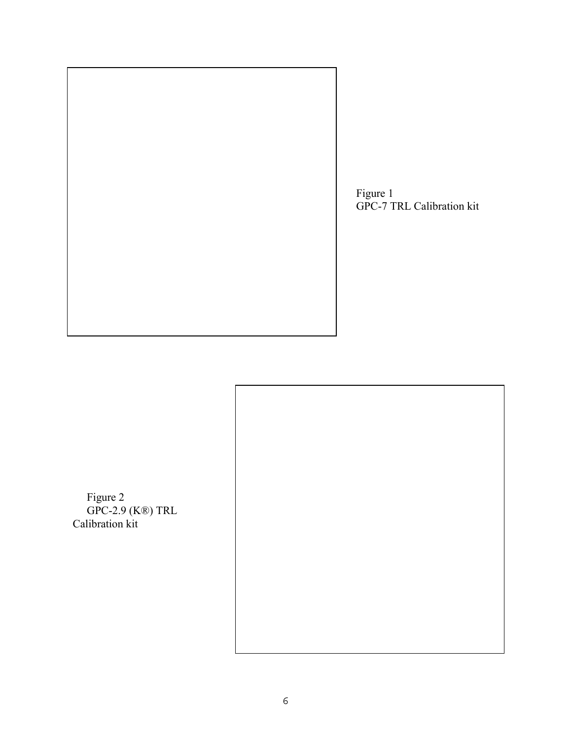Figure 1
GPC-7 TRL Calibration kit

Figure 2
GPC-2.9 (K®) TRL
Calibration kit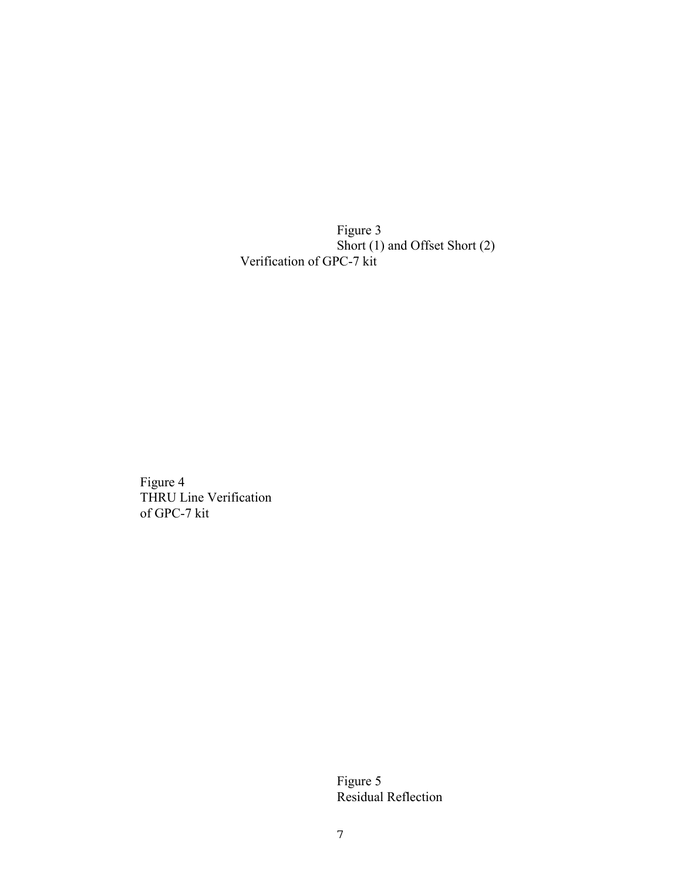Figure 3
Short (1) and Offset Short (2)
Verification of GPC-7 kit

Figure 4
THRU Line Verification
of GPC-7 kit

Figure 5
Residual Reflection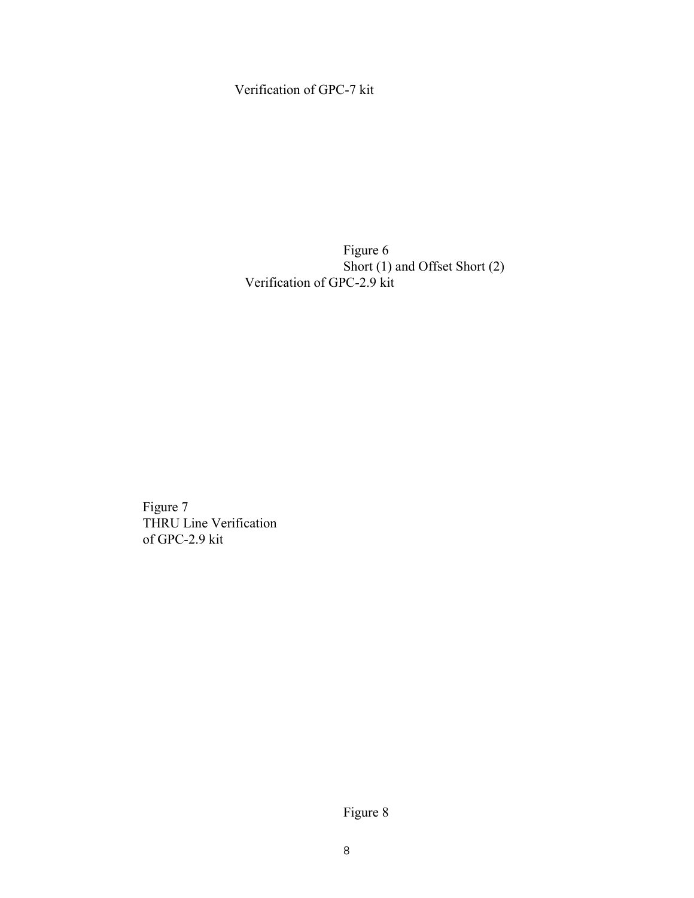Verification of GPC-7 kit

Figure 6
Short (1) and Offset Short (2)
Verification of GPC-2.9 kit

Figure 7
THRU Line Verification
of GPC-2.9 kit

Figure 8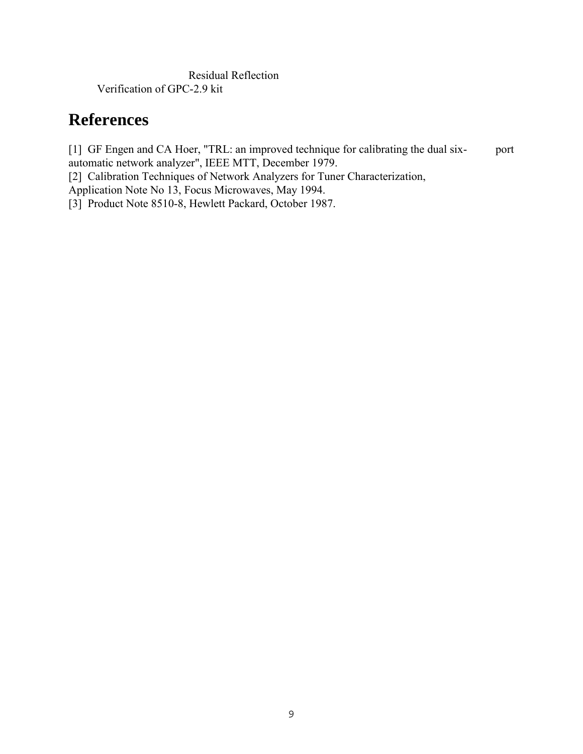Residual Reflection

Verification of GPC-2.9 kit

# References

[1] GF Engen and CA Hoer, "TRL: an improved technique for calibrating the dual six-port automatic network analyzer", IEEE MTT, December 1979.

[2] Calibration Techniques of Network Analyzers for Tuner Characterization, Application Note No 13, Focus Microwaves, May 1994.

[3] Product Note 8510-8, Hewlett Packard, October 1987.